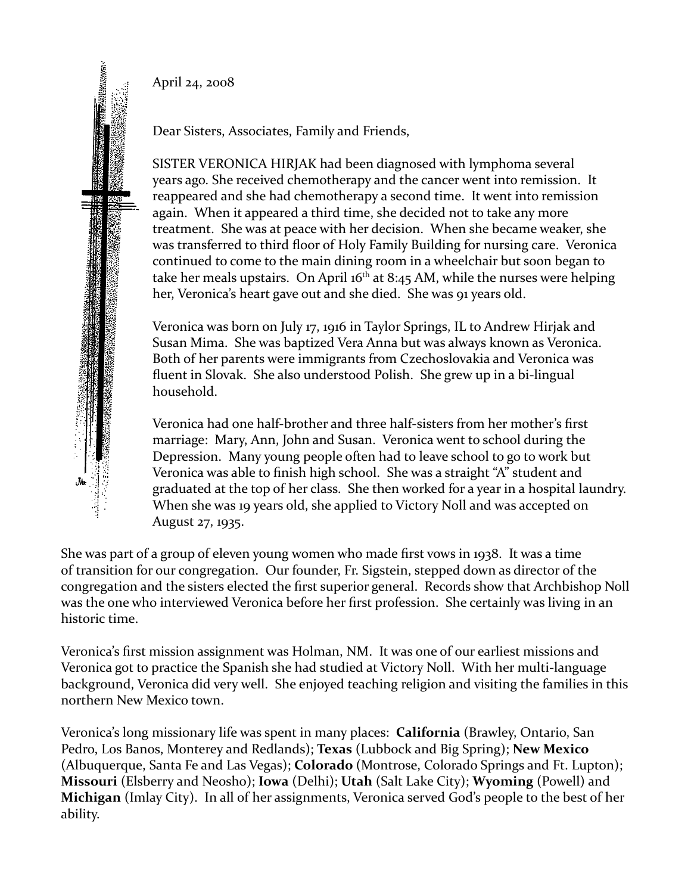April 24, 2008

Dear Sisters, Associates, Family and Friends,

SISTER VERONICA HIRJAK had been diagnosed with lymphoma several years ago. She received chemotherapy and the cancer went into remission. It reappeared and she had chemotherapy a second time. It went into remission again. When it appeared a third time, she decided not to take any more treatment. She was at peace with her decision. When she became weaker, she was transferred to third floor of Holy Family Building for nursing care. Veronica continued to come to the main dining room in a wheelchair but soon began to take her meals upstairs. On April 16th at 8:45 AM, while the nurses were helping her, Veronica's heart gave out and she died. She was 91 years old.

Veronica was born on July 17, 1916 in Taylor Springs, IL to Andrew Hirjak and Susan Mima. She was baptized Vera Anna but was always known as Veronica. Both of her parents were immigrants from Czechoslovakia and Veronica was fluent in Slovak. She also understood Polish. She grew up in a bi-lingual household.

Veronica had one half-brother and three half-sisters from her mother's first marriage: Mary, Ann, John and Susan. Veronica went to school during the Depression. Many young people often had to leave school to go to work but Veronica was able to finish high school. She was a straight "A" student and graduated at the top of her class. She then worked for a year in a hospital laundry. When she was 19 years old, she applied to Victory Noll and was accepted on August 27, 1935.

She was part of a group of eleven young women who made first vows in 1938. It was a time of transition for our congregation. Our founder, Fr. Sigstein, stepped down as director of the congregation and the sisters elected the first superior general. Records show that Archbishop Noll was the one who interviewed Veronica before her first profession. She certainly was living in an historic time.

Veronica's first mission assignment was Holman, NM. It was one of our earliest missions and Veronica got to practice the Spanish she had studied at Victory Noll. With her multi-language background, Veronica did very well. She enjoyed teaching religion and visiting the families in this northern New Mexico town.

Veronica's long missionary life was spent in many places: **California** (Brawley, Ontario, San Pedro, Los Banos, Monterey and Redlands); **Texas** (Lubbock and Big Spring); **New Mexico** (Albuquerque, Santa Fe and Las Vegas); **Colorado** (Montrose, Colorado Springs and Ft. Lupton); **Missouri** (Elsberry and Neosho); **Iowa** (Delhi); **Utah** (Salt Lake City); **Wyoming** (Powell) and **Michigan** (Imlay City). In all of her assignments, Veronica served God's people to the best of her ability.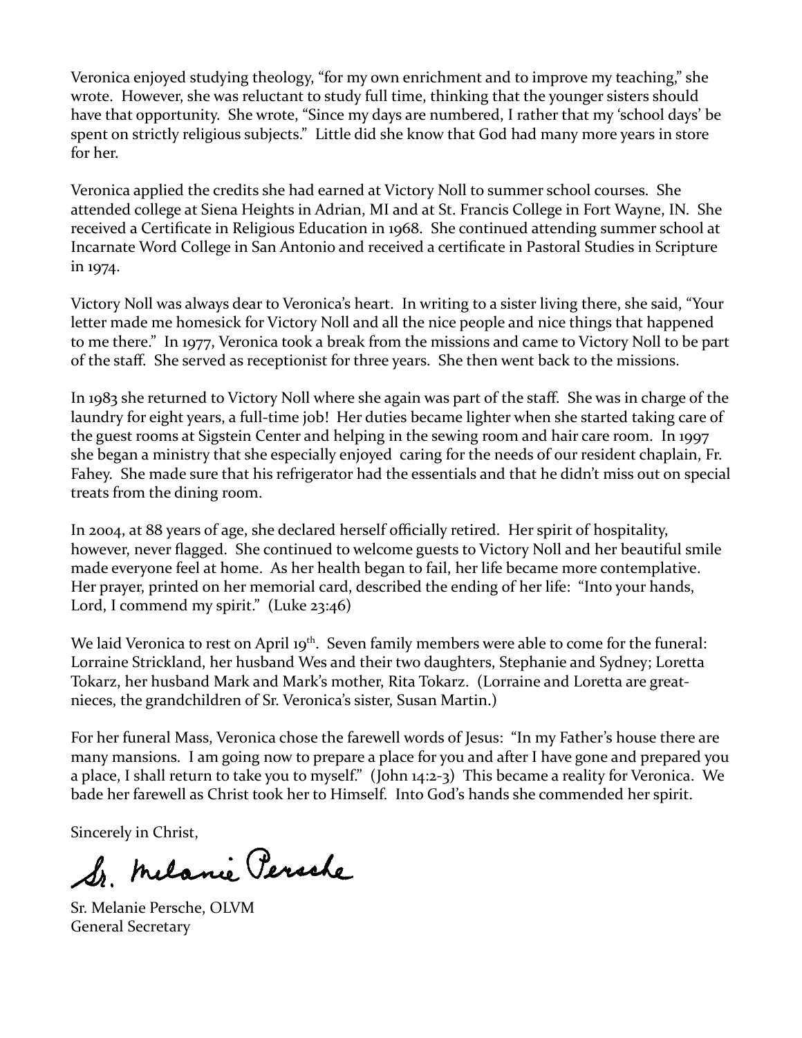Veronica enjoyed studying theology, "for my own enrichment and to improve my teaching," she wrote. However, she was reluctant to study full time, thinking that the younger sisters should have that opportunity. She wrote, "Since my days are numbered, I rather that my 'school days' be spent on strictly religious subjects." Little did she know that God had many more years in store for her.

Veronica applied the credits she had earned at Victory Noll to summer school courses. She attended college at Siena Heights in Adrian, MI and at St. Francis College in Fort Wayne, IN. She received a Certificate in Religious Education in 1968. She continued attending summer school at Incarnate Word College in San Antonio and received a certificate in Pastoral Studies in Scripture in 1974.

Victory Noll was always dear to Veronica's heart. In writing to a sister living there, she said, "Your letter made me homesick for Victory Noll and all the nice people and nice things that happened to me there." In 1977, Veronica took a break from the missions and came to Victory Noll to be part of the staff. She served as receptionist for three years. She then went back to the missions.

In 1983 she returned to Victory Noll where she again was part of the staff. She was in charge of the laundry for eight years, a full-time job! Her duties became lighter when she started taking care of the guest rooms at Sigstein Center and helping in the sewing room and hair care room. In 1997 she began a ministry that she especially enjoyed caring for the needs of our resident chaplain, Fr. Fahey. She made sure that his refrigerator had the essentials and that he didn't miss out on special treats from the dining room.

In 2004, at 88 years of age, she declared herself officially retired. Her spirit of hospitality, however, never flagged. She continued to welcome guests to Victory Noll and her beautiful smile made everyone feel at home. As her health began to fail, her life became more contemplative. Her prayer, printed on her memorial card, described the ending of her life: "Into your hands, Lord, I commend my spirit." (Luke 23:46)

We laid Veronica to rest on April 19th. Seven family members were able to come for the funeral: Lorraine Strickland, her husband Wes and their two daughters, Stephanie and Sydney; Loretta Tokarz, her husband Mark and Mark's mother, Rita Tokarz. (Lorraine and Loretta are great-nieces, the grandchildren of Sr. Veronica's sister, Susan Martin.)

For her funeral Mass, Veronica chose the farewell words of Jesus: "In my Father's house there are many mansions. I am going now to prepare a place for you and after I have gone and prepared you a place, I shall return to take you to myself." (John 14:2-3) This became a reality for Veronica. We bade her farewell as Christ took her to Himself. Into God's hands she commended her spirit.

Sincerely in Christ,

Sr. Melanie Persche

Sr. Melanie Persche, OLVM
General Secretary